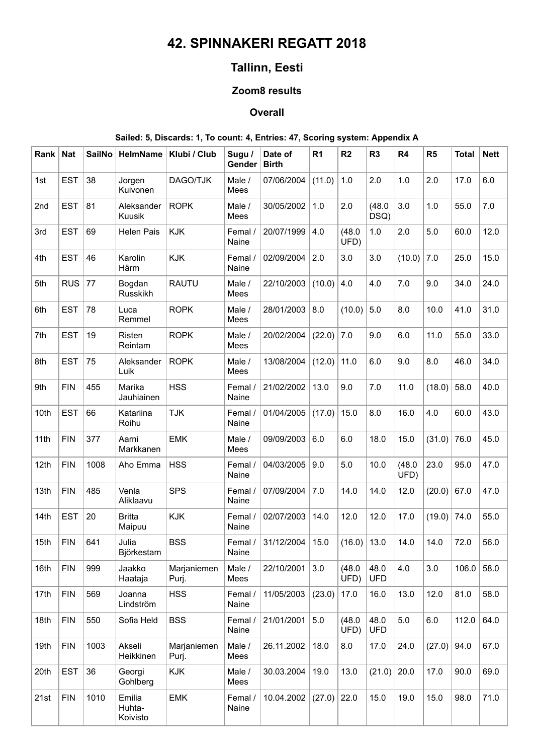# 42. SPINNAKERI REGATT 2018

## Tallinn, Eesti

### Zoom8 results

#### Overall

**Sailed: 5, Discards: 1, To count: 4, Entries: 47, Scoring system: Appendix A**

| Rank | Nat | SailNo | HelmName | Klubi / Club | Sugu / Gender | Date of Birth | R1 | R2 | R3 | R4 | R5 | Total | Nett |
|---|---|---|---|---|---|---|---|---|---|---|---|---|---|
| 1st | EST | 38 | Jorgen Kuivonen | DAGO/TJK | Male / Mees | 07/06/2004 | (11.0) | 1.0 | 2.0 | 1.0 | 2.0 | 17.0 | 6.0 |
| 2nd | EST | 81 | Aleksander Kuusik | ROPK | Male / Mees | 30/05/2002 | 1.0 | 2.0 | (48.0 DSQ) | 3.0 | 1.0 | 55.0 | 7.0 |
| 3rd | EST | 69 | Helen Pais | KJK | Femal / Naine | 20/07/1999 | 4.0 | (48.0 UFD) | 1.0 | 2.0 | 5.0 | 60.0 | 12.0 |
| 4th | EST | 46 | Karolin Härm | KJK | Femal / Naine | 02/09/2004 | 2.0 | 3.0 | 3.0 | (10.0) | 7.0 | 25.0 | 15.0 |
| 5th | RUS | 77 | Bogdan Russkikh | RAUTU | Male / Mees | 22/10/2003 | (10.0) | 4.0 | 4.0 | 7.0 | 9.0 | 34.0 | 24.0 |
| 6th | EST | 78 | Luca Remmel | ROPK | Male / Mees | 28/01/2003 | 8.0 | (10.0) | 5.0 | 8.0 | 10.0 | 41.0 | 31.0 |
| 7th | EST | 19 | Risten Reintam | ROPK | Male / Mees | 20/02/2004 | (22.0) | 7.0 | 9.0 | 6.0 | 11.0 | 55.0 | 33.0 |
| 8th | EST | 75 | Aleksander Luik | ROPK | Male / Mees | 13/08/2004 | (12.0) | 11.0 | 6.0 | 9.0 | 8.0 | 46.0 | 34.0 |
| 9th | FIN | 455 | Marika Jauhiainen | HSS | Femal / Naine | 21/02/2002 | 13.0 | 9.0 | 7.0 | 11.0 | (18.0) | 58.0 | 40.0 |
| 10th | EST | 66 | Katariina Roihu | TJK | Femal / Naine | 01/04/2005 | (17.0) | 15.0 | 8.0 | 16.0 | 4.0 | 60.0 | 43.0 |
| 11th | FIN | 377 | Aarni Markkanen | EMK | Male / Mees | 09/09/2003 | 6.0 | 6.0 | 18.0 | 15.0 | (31.0) | 76.0 | 45.0 |
| 12th | FIN | 1008 | Aho Emma | HSS | Femal / Naine | 04/03/2005 | 9.0 | 5.0 | 10.0 | (48.0 UFD) | 23.0 | 95.0 | 47.0 |
| 13th | FIN | 485 | Venla Aliklaavu | SPS | Femal / Naine | 07/09/2004 | 7.0 | 14.0 | 14.0 | 12.0 | (20.0) | 67.0 | 47.0 |
| 14th | EST | 20 | Britta Maipuu | KJK | Femal / Naine | 02/07/2003 | 14.0 | 12.0 | 12.0 | 17.0 | (19.0) | 74.0 | 55.0 |
| 15th | FIN | 641 | Julia Björkestam | BSS | Femal / Naine | 31/12/2004 | 15.0 | (16.0) | 13.0 | 14.0 | 14.0 | 72.0 | 56.0 |
| 16th | FIN | 999 | Jaakko Haataja | Marjaniemen Purj. | Male / Mees | 22/10/2001 | 3.0 | (48.0 UFD) | 48.0 UFD | 4.0 | 3.0 | 106.0 | 58.0 |
| 17th | FIN | 569 | Joanna Lindström | HSS | Femal / Naine | 11/05/2003 | (23.0) | 17.0 | 16.0 | 13.0 | 12.0 | 81.0 | 58.0 |
| 18th | FIN | 550 | Sofia Held | BSS | Femal / Naine | 21/01/2001 | 5.0 | (48.0 UFD) | 48.0 UFD | 5.0 | 6.0 | 112.0 | 64.0 |
| 19th | FIN | 1003 | Akseli Heikkinen | Marjaniemen Purj. | Male / Mees | 26.11.2002 | 18.0 | 8.0 | 17.0 | 24.0 | (27.0) | 94.0 | 67.0 |
| 20th | EST | 36 | Georgi Gohlberg | KJK | Male / Mees | 30.03.2004 | 19.0 | 13.0 | (21.0) | 20.0 | 17.0 | 90.0 | 69.0 |
| 21st | FIN | 1010 | Emilia Huhta-Koivisto | EMK | Femal / Naine | 10.04.2002 | (27.0) | 22.0 | 15.0 | 19.0 | 15.0 | 98.0 | 71.0 |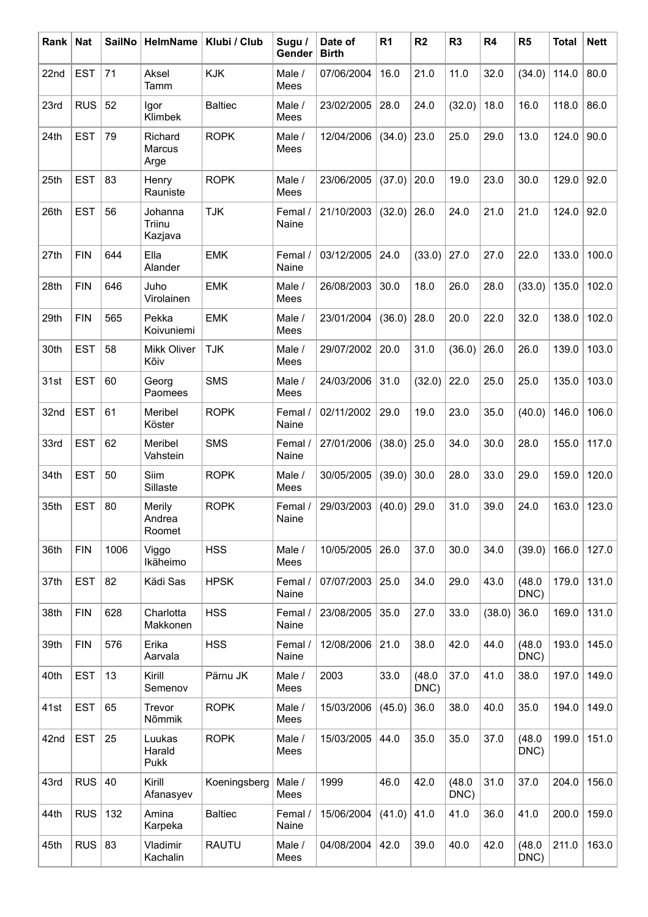| Rank | Nat | SailNo | HelmName | Klubi / Club | Sugu / Gender | Date of Birth | R1 | R2 | R3 | R4 | R5 | Total | Nett |
|---|---|---|---|---|---|---|---|---|---|---|---|---|---|
| 22nd | EST | 71 | Aksel Tamm | KJK | Male / Mees | 07/06/2004 | 16.0 | 21.0 | 11.0 | 32.0 | (34.0) | 114.0 | 80.0 |
| 23rd | RUS | 52 | Igor Klimbek | Baltiec | Male / Mees | 23/02/2005 | 28.0 | 24.0 | (32.0) | 18.0 | 16.0 | 118.0 | 86.0 |
| 24th | EST | 79 | Richard Marcus Arge | ROPK | Male / Mees | 12/04/2006 | (34.0) | 23.0 | 25.0 | 29.0 | 13.0 | 124.0 | 90.0 |
| 25th | EST | 83 | Henry Rauniste | ROPK | Male / Mees | 23/06/2005 | (37.0) | 20.0 | 19.0 | 23.0 | 30.0 | 129.0 | 92.0 |
| 26th | EST | 56 | Johanna Triinu Kazjava | TJK | Femal / Naine | 21/10/2003 | (32.0) | 26.0 | 24.0 | 21.0 | 21.0 | 124.0 | 92.0 |
| 27th | FIN | 644 | Ella Alander | EMK | Femal / Naine | 03/12/2005 | 24.0 | (33.0) | 27.0 | 27.0 | 22.0 | 133.0 | 100.0 |
| 28th | FIN | 646 | Juho Virolainen | EMK | Male / Mees | 26/08/2003 | 30.0 | 18.0 | 26.0 | 28.0 | (33.0) | 135.0 | 102.0 |
| 29th | FIN | 565 | Pekka Koivuniemi | EMK | Male / Mees | 23/01/2004 | (36.0) | 28.0 | 20.0 | 22.0 | 32.0 | 138.0 | 102.0 |
| 30th | EST | 58 | Mikk Oliver Kõiv | TJK | Male / Mees | 29/07/2002 | 20.0 | 31.0 | (36.0) | 26.0 | 26.0 | 139.0 | 103.0 |
| 31st | EST | 60 | Georg Paomees | SMS | Male / Mees | 24/03/2006 | 31.0 | (32.0) | 22.0 | 25.0 | 25.0 | 135.0 | 103.0 |
| 32nd | EST | 61 | Meribel Köster | ROPK | Femal / Naine | 02/11/2002 | 29.0 | 19.0 | 23.0 | 35.0 | (40.0) | 146.0 | 106.0 |
| 33rd | EST | 62 | Meribel Vahstein | SMS | Femal / Naine | 27/01/2006 | (38.0) | 25.0 | 34.0 | 30.0 | 28.0 | 155.0 | 117.0 |
| 34th | EST | 50 | Siim Sillaste | ROPK | Male / Mees | 30/05/2005 | (39.0) | 30.0 | 28.0 | 33.0 | 29.0 | 159.0 | 120.0 |
| 35th | EST | 80 | Merily Andrea Roomet | ROPK | Femal / Naine | 29/03/2003 | (40.0) | 29.0 | 31.0 | 39.0 | 24.0 | 163.0 | 123.0 |
| 36th | FIN | 1006 | Viggo Ikäheimo | HSS | Male / Mees | 10/05/2005 | 26.0 | 37.0 | 30.0 | 34.0 | (39.0) | 166.0 | 127.0 |
| 37th | EST | 82 | Kädi Sas | HPSK | Femal / Naine | 07/07/2003 | 25.0 | 34.0 | 29.0 | 43.0 | (48.0 DNC) | 179.0 | 131.0 |
| 38th | FIN | 628 | Charlotta Makkonen | HSS | Femal / Naine | 23/08/2005 | 35.0 | 27.0 | 33.0 | (38.0) | 36.0 | 169.0 | 131.0 |
| 39th | FIN | 576 | Erika Aarvala | HSS | Femal / Naine | 12/08/2006 | 21.0 | 38.0 | 42.0 | 44.0 | (48.0 DNC) | 193.0 | 145.0 |
| 40th | EST | 13 | Kirill Semenov | Pärnu JK | Male / Mees | 2003 | 33.0 | (48.0 DNC) | 37.0 | 41.0 | 38.0 | 197.0 | 149.0 |
| 41st | EST | 65 | Trevor Nõmmik | ROPK | Male / Mees | 15/03/2006 | (45.0) | 36.0 | 38.0 | 40.0 | 35.0 | 194.0 | 149.0 |
| 42nd | EST | 25 | Luukas Harald Pukk | ROPK | Male / Mees | 15/03/2005 | 44.0 | 35.0 | 35.0 | 37.0 | (48.0 DNC) | 199.0 | 151.0 |
| 43rd | RUS | 40 | Kirill Afanasyev | Koeningsberg | Male / Mees | 1999 | 46.0 | 42.0 | (48.0 DNC) | 31.0 | 37.0 | 204.0 | 156.0 |
| 44th | RUS | 132 | Amina Karpeka | Baltiec | Femal / Naine | 15/06/2004 | (41.0) | 41.0 | 41.0 | 36.0 | 41.0 | 200.0 | 159.0 |
| 45th | RUS | 83 | Vladimir Kachalin | RAUTU | Male / Mees | 04/08/2004 | 42.0 | 39.0 | 40.0 | 42.0 | (48.0 DNC) | 211.0 | 163.0 |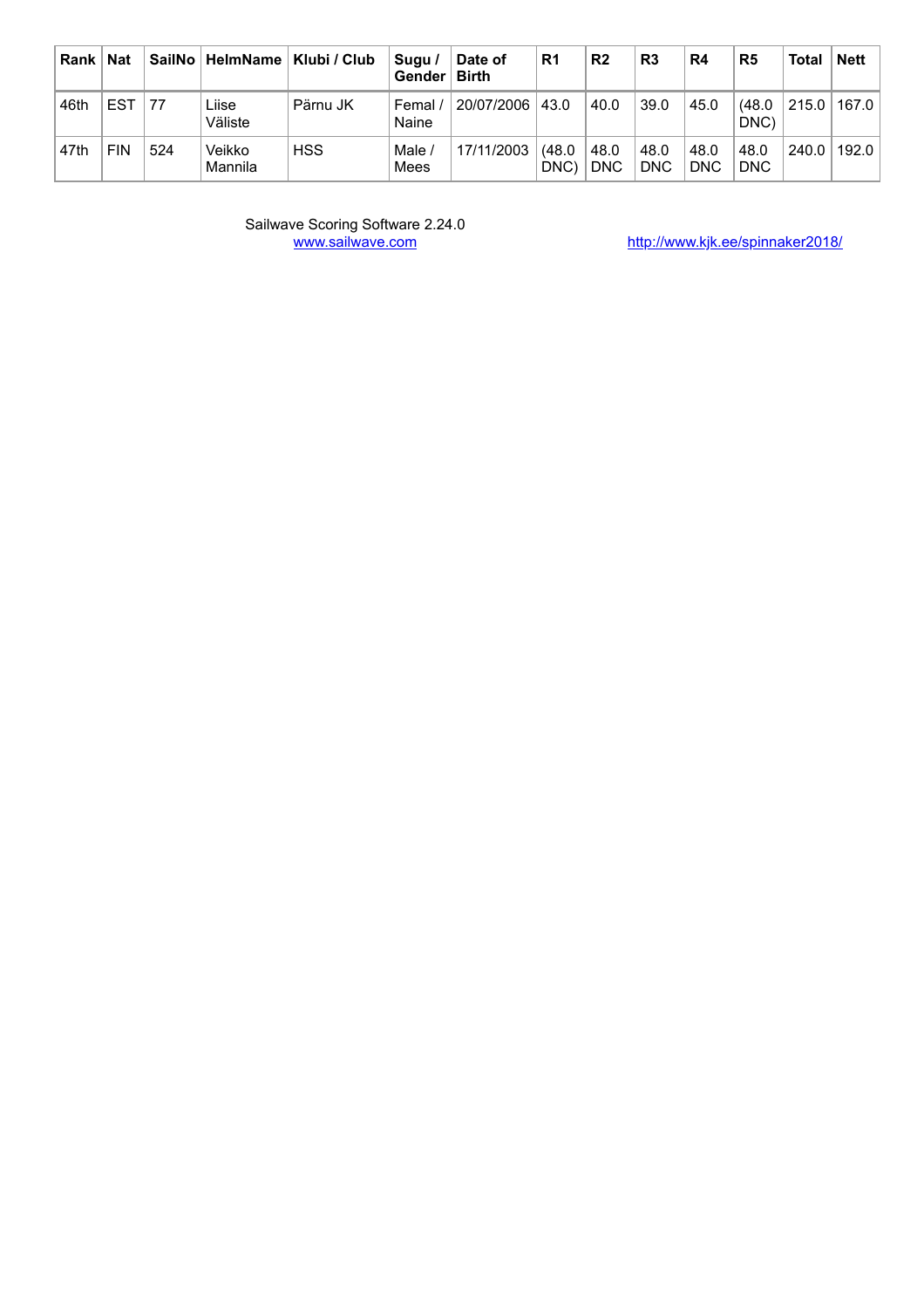| Rank | Nat | SailNo | HelmName | Klubi / Club | Sugu / Gender | Date of Birth | R1 | R2 | R3 | R4 | R5 | Total | Nett |
|---|---|---|---|---|---|---|---|---|---|---|---|---|---|
| 46th | EST | 77 | Liise Väliste | Pärnu JK | Femal / Naine | 20/07/2006 | 43.0 | 40.0 | 39.0 | 45.0 | (48.0 DNC) | 215.0 | 167.0 |
| 47th | FIN | 524 | Veikko Mannila | HSS | Male / Mees | 17/11/2003 | (48.0 DNC) | 48.0 DNC | 48.0 DNC | 48.0 DNC | 48.0 DNC | 240.0 | 192.0 |

Sailwave Scoring Software 2.24.0
www.sailwave.com

http://www.kjk.ee/spinnaker2018/